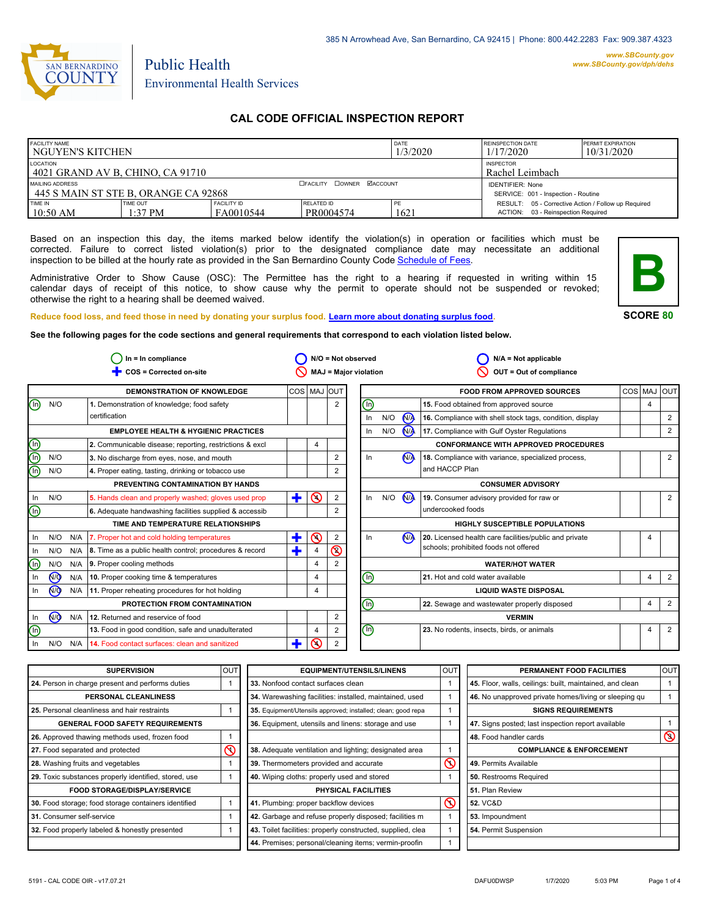385 N Arrowhead Ave, San Bernardino, CA 92415 | Phone: 800.442.2283 Fax: 909.387.4323

SAN BERNARDINO COUNTY

Public Health
Environmental Health Services

www.SBCounty.gov
www.SBCounty.gov/dph/dehs

# CAL CODE OFFICIAL INSPECTION REPORT

| FACILITY NAME | | | | DATE | REINSPECTION DATE | PERMIT EXPIRATION |
|---|---|---|---|---|---|---|
| NGUYEN'S KITCHEN | | | | 1/3/2020 | 1/17/2020 | 10/31/2020 |
| LOCATION | | | | | INSPECTOR | |
| 4021 GRAND AV B, CHINO, CA 91710 | | | | | Rachel Leimbach | |
| MAILING ADDRESS | | | ☐FACILITY ☐OWNER ☑ACCOUNT | | IDENTIFIER: None | |
| 445 S MAIN ST STE B, ORANGE CA 92868 | | | | | SERVICE: 001 - Inspection - Routine | |
| TIME IN | TIME OUT | FACILITY ID | RELATED ID | PE | RESULT: 05 - Corrective Action / Follow up Required | |
| 10:50 AM | 1:37 PM | FA0010544 | PR0004574 | 1621 | ACTION: 03 - Reinspection Required | |

Based on an inspection this day, the items marked below identify the violation(s) in operation or facilities which must be corrected. Failure to correct listed violation(s) prior to the designated compliance date may necessitate an additional inspection to be billed at the hourly rate as provided in the San Bernardino County Code Schedule of Fees.

Administrative Order to Show Cause (OSC): The Permittee has the right to a hearing if requested in writing within 15 calendar days of receipt of this notice, to show cause why the permit to operate should not be suspended or revoked; otherwise the right to a hearing shall be deemed waived.

**B**

**SCORE 80**

Reduce food loss, and feed those in need by donating your surplus food. Learn more about donating surplus food.

**See the following pages for the code sections and general requirements that correspond to each violation listed below.**

In = In compliance | N/O = Not observed | N/A = Not applicable | COS = Corrected on-site | MAJ = Major violation | OUT = Out of compliance

| Status | | | Item | COS | MAJ | OUT |
|---|---|---|---|---|---|---|
| **DEMONSTRATION OF KNOWLEDGE** | | | | | | |
| (In) | N/O | | 1. Demonstration of knowledge; food safety certification | | | 2 |
| **EMPLOYEE HEALTH & HYGIENIC PRACTICES** | | | | | | |
| (In) | | | 2. Communicable disease; reporting, restrictions & excl | | 4 | |
| (In) | N/O | | 3. No discharge from eyes, nose, and mouth | | | 2 |
| (In) | N/O | | 4. Proper eating, tasting, drinking or tobacco use | | | 2 |
| **PREVENTING CONTAMINATION BY HANDS** | | | | | | |
| In | N/O | | 5. Hands clean and properly washed; gloves used prop | ✚ | ⊘ | 2 |
| (In) | | | 6. Adequate handwashing facilities supplied & accessib | | | 2 |
| **TIME AND TEMPERATURE RELATIONSHIPS** | | | | | | |
| In | N/O | N/A | 7. Proper hot and cold holding temperatures | ✚ | ⊘ | 2 |
| In | N/O | N/A | 8. Time as a public health control; procedures & record | ✚ | 4 | ⊘ |
| (In) | N/O | N/A | 9. Proper cooling methods | | 4 | 2 |
| In | (N/O) | N/A | 10. Proper cooking time & temperatures | | 4 | |
| In | (N/O) | N/A | 11. Proper reheating procedures for hot holding | | 4 | |
| **PROTECTION FROM CONTAMINATION** | | | | | | |
| In | (N/O) | N/A | 12. Returned and reservice of food | | | 2 |
| (In) | | | 13. Food in good condition, safe and unadulterated | | 4 | 2 |
| In | N/O | N/A | 14. Food contact surfaces: clean and sanitized | ✚ | ⊘ | 2 |
| **FOOD FROM APPROVED SOURCES** | | | | | | |
| (In) | | | 15. Food obtained from approved source | | 4 | |
| In | N/O | (N/A) | 16. Compliance with shell stock tags, condition, display | | | 2 |
| In | N/O | (N/A) | 17. Compliance with Gulf Oyster Regulations | | | 2 |
| **CONFORMANCE WITH APPROVED PROCEDURES** | | | | | | |
| In | | (N/A) | 18. Compliance with variance, specialized process, and HACCP Plan | | | 2 |
| **CONSUMER ADVISORY** | | | | | | |
| In | N/O | (N/A) | 19. Consumer advisory provided for raw or undercooked foods | | | 2 |
| **HIGHLY SUSCEPTIBLE POPULATIONS** | | | | | | |
| In | | (N/A) | 20. Licensed health care facilities/public and private schools; prohibited foods not offered | | 4 | |
| **WATER/HOT WATER** | | | | | | |
| (In) | | | 21. Hot and cold water available | | 4 | 2 |
| **LIQUID WASTE DISPOSAL** | | | | | | |
| (In) | | | 22. Sewage and wastewater properly disposed | | 4 | 2 |
| **VERMIN** | | | | | | |
| (In) | | | 23. No rodents, insects, birds, or animals | | 4 | 2 |

| Item | OUT |
|---|---|
| **SUPERVISION** | |
| 24. Person in charge present and performs duties | 1 |
| **PERSONAL CLEANLINESS** | |
| 25. Personal cleanliness and hair restraints | 1 |
| **GENERAL FOOD SAFETY REQUIREMENTS** | |
| 26. Approved thawing methods used, frozen food | 1 |
| 27. Food separated and protected | ⊘ |
| 28. Washing fruits and vegetables | 1 |
| 29. Toxic substances properly identified, stored, use | 1 |
| **FOOD STORAGE/DISPLAY/SERVICE** | |
| 30. Food storage; food storage containers identified | 1 |
| 31. Consumer self-service | 1 |
| 32. Food properly labeled & honestly presented | 1 |

| Item | OUT |
|---|---|
| **EQUIPMENT/UTENSILS/LINENS** | |
| 33. Nonfood contact surfaces clean | 1 |
| 34. Warewashing facilities: installed, maintained, used | 1 |
| 35. Equipment/Utensils approved; installed; clean; good repa | 1 |
| 36. Equipment, utensils and linens: storage and use | 1 |
| 38. Adequate ventilation and lighting; designated area | 1 |
| 39. Thermometers provided and accurate | ⊘ |
| 40. Wiping cloths: properly used and stored | 1 |
| **PHYSICAL FACILITIES** | |
| 41. Plumbing: proper backflow devices | ⊘ |
| 42. Garbage and refuse properly disposed; facilities m | 1 |
| 43. Toilet facilities: properly constructed, supplied, clea | 1 |
| 44. Premises; personal/cleaning items; vermin-proofin | 1 |

| Item | OUT |
|---|---|
| **PERMANENT FOOD FACILITIES** | |
| 45. Floor, walls, ceilings: built, maintained, and clean | 1 |
| 46. No unapproved private homes/living or sleeping qu | 1 |
| **SIGNS REQUIREMENTS** | |
| 47. Signs posted; last inspection report available | 1 |
| 48. Food handler cards | ⊘ |
| **COMPLIANCE & ENFORCEMENT** | |
| 49. Permits Available | |
| 50. Restrooms Required | |
| 51. Plan Review | |
| 52. VC&D | |
| 53. Impoundment | |
| 54. Permit Suspension | |

5191 - CAL CODE OIR - v17.07.21 | DAFU0DWSP | 1/7/2020 | 5:03 PM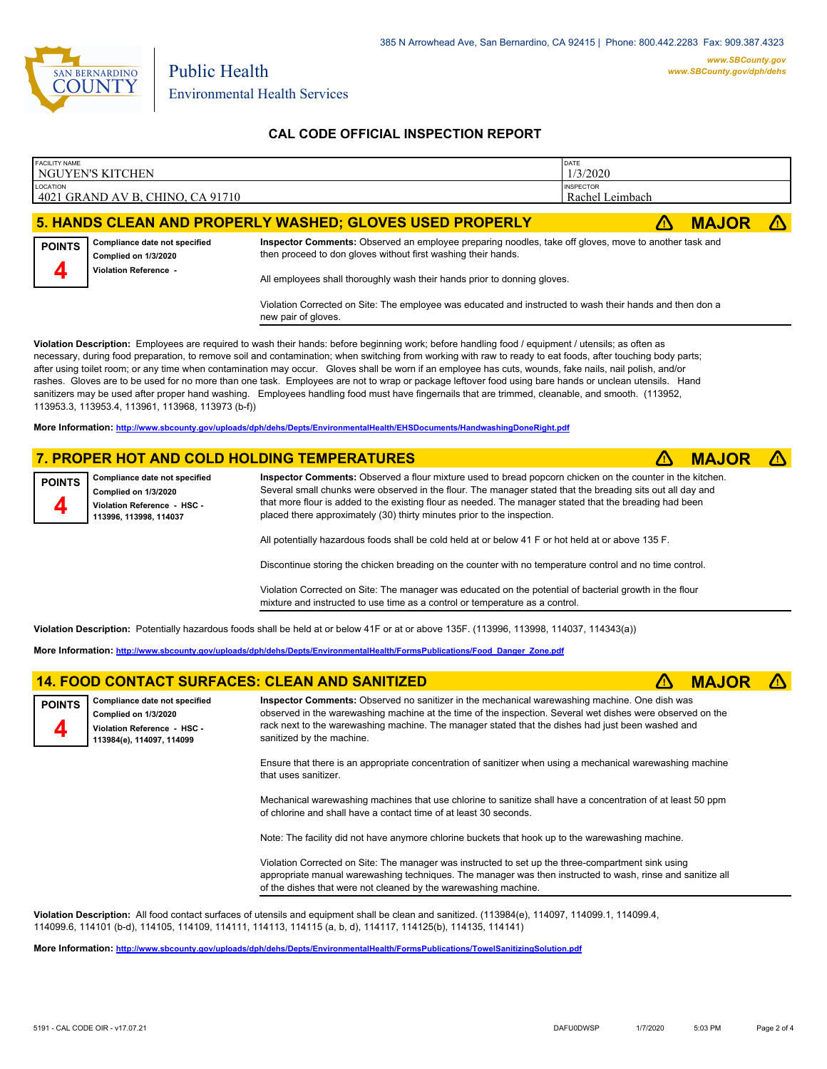San Bernardino County Public Health Environmental Health Services

385 N Arrowhead Ave, San Bernardino, CA 92415 | Phone: 800.442.2283 Fax: 909.387.4323

www.SBCounty.gov
www.SBCounty.gov/dph/dehs

## CAL CODE OFFICIAL INSPECTION REPORT

| FACILITY NAME | DATE |
|---|---|
| NGUYEN'S KITCHEN | 1/3/2020 |
| **LOCATION** | **INSPECTOR** |
| 4021 GRAND AV B, CHINO, CA 91710 | Rachel Leimbach |

### 5. HANDS CLEAN AND PROPERLY WASHED; GLOVES USED PROPERLY — ⚠ MAJOR ⚠

**POINTS** 4

**Compliance date not specified**
**Complied on 1/3/2020**
**Violation Reference -**

**Inspector Comments:** Observed an employee preparing noodles, take off gloves, move to another task and then proceed to don gloves without first washing their hands.

All employees shall thoroughly wash their hands prior to donning gloves.

Violation Corrected on Site: The employee was educated and instructed to wash their hands and then don a new pair of gloves.

**Violation Description:** Employees are required to wash their hands: before beginning work; before handling food / equipment / utensils; as often as necessary, during food preparation, to remove soil and contamination; when switching from working with raw to ready to eat foods, after touching body parts; after using toilet room; or any time when contamination may occur. Gloves shall be worn if an employee has cuts, wounds, fake nails, nail polish, and/or rashes. Gloves are to be used for no more than one task. Employees are not to wrap or package leftover food using bare hands or unclean utensils. Hand sanitizers may be used after proper hand washing. Employees handling food must have fingernails that are trimmed, cleanable, and smooth. (113952, 113953.3, 113953.4, 113961, 113968, 113973 (b-f))

**More Information:** http://www.sbcounty.gov/uploads/dph/dehs/Depts/EnvironmentalHealth/EHSDocuments/HandwashingDoneRight.pdf

### 7. PROPER HOT AND COLD HOLDING TEMPERATURES — ⚠ MAJOR ⚠

**POINTS** 4

**Compliance date not specified**
**Complied on 1/3/2020**
**Violation Reference - HSC - 113996, 113998, 114037**

**Inspector Comments:** Observed a flour mixture used to bread popcorn chicken on the counter in the kitchen. Several small chunks were observed in the flour. The manager stated that the breading sits out all day and that more flour is added to the existing flour as needed. The manager stated that the breading had been placed there approximately (30) thirty minutes prior to the inspection.

All potentially hazardous foods shall be cold held at or below 41 F or hot held at or above 135 F.

Discontinue storing the chicken breading on the counter with no temperature control and no time control.

Violation Corrected on Site: The manager was educated on the potential of bacterial growth in the flour mixture and instructed to use time as a control or temperature as a control.

**Violation Description:** Potentially hazardous foods shall be held at or below 41F or at or above 135F. (113996, 113998, 114037, 114343(a))

**More Information:** http://www.sbcounty.gov/uploads/dph/dehs/Depts/EnvironmentalHealth/FormsPublications/Food_Danger_Zone.pdf

### 14. FOOD CONTACT SURFACES: CLEAN AND SANITIZED — ⚠ MAJOR ⚠

**POINTS** 4

**Compliance date not specified**
**Complied on 1/3/2020**
**Violation Reference - HSC - 113984(e), 114097, 114099**

**Inspector Comments:** Observed no sanitizer in the mechanical warewashing machine. One dish was observed in the warewashing machine at the time of the inspection. Several wet dishes were observed on the rack next to the warewashing machine. The manager stated that the dishes had just been washed and sanitized by the machine.

Ensure that there is an appropriate concentration of sanitizer when using a mechanical warewashing machine that uses sanitizer.

Mechanical warewashing machines that use chlorine to sanitize shall have a concentration of at least 50 ppm of chlorine and shall have a contact time of at least 30 seconds.

Note: The facility did not have anymore chlorine buckets that hook up to the warewashing machine.

Violation Corrected on Site: The manager was instructed to set up the three-compartment sink using appropriate manual warewashing techniques. The manager was then instructed to wash, rinse and sanitize all of the dishes that were not cleaned by the warewashing machine.

**Violation Description:** All food contact surfaces of utensils and equipment shall be clean and sanitized. (113984(e), 114097, 114099.1, 114099.4, 114099.6, 114101 (b-d), 114105, 114109, 114111, 114113, 114115 (a, b, d), 114117, 114125(b), 114135, 114141)

**More Information:** http://www.sbcounty.gov/uploads/dph/dehs/Depts/EnvironmentalHealth/FormsPublications/TowelSanitizingSolution.pdf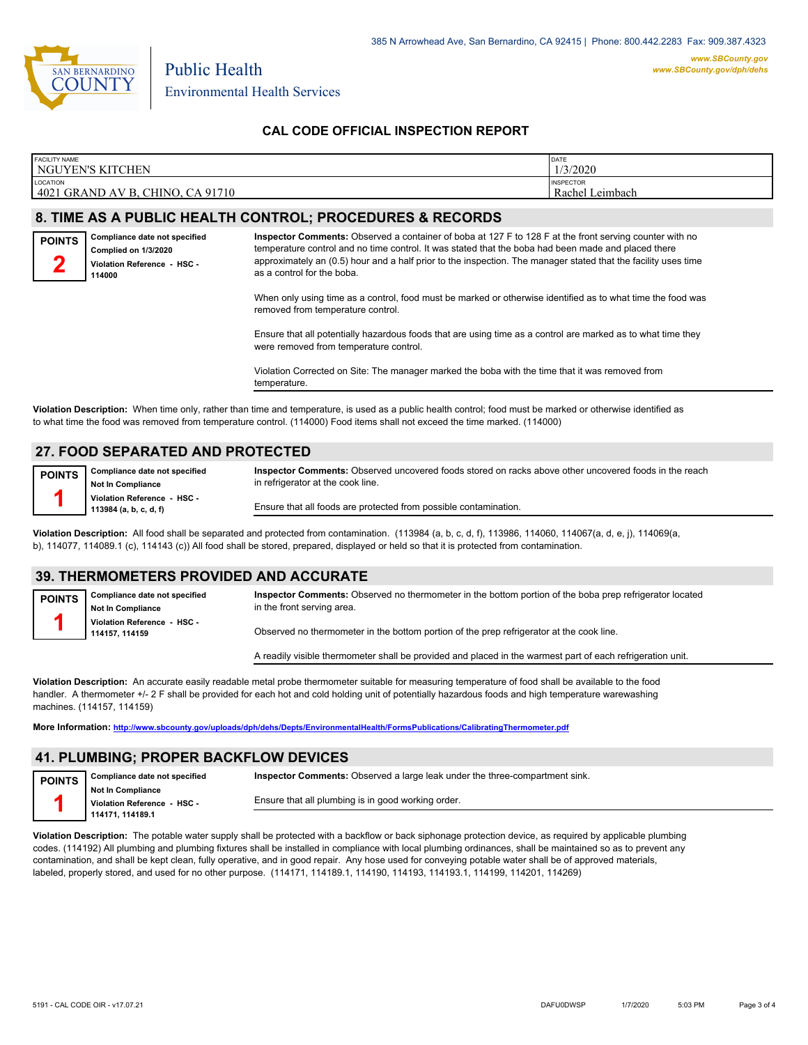385 N Arrowhead Ave, San Bernardino, CA 92415 | Phone: 800.442.2283 Fax: 909.387.4323

*www.SBCounty.gov*
*www.SBCounty.gov/dph/dehs*

Public Health
Environmental Health Services

## CAL CODE OFFICIAL INSPECTION REPORT

| FACILITY NAME | DATE |
|---|---|
| NGUYEN'S KITCHEN | 1/3/2020 |
| **LOCATION** | **INSPECTOR** |
| 4021 GRAND AV B, CHINO, CA 91710 | Rachel Leimbach |

### 8. TIME AS A PUBLIC HEALTH CONTROL; PROCEDURES & RECORDS

**POINTS 2**

**Compliance date not specified**
**Complied on 1/3/2020**
**Violation Reference - HSC - 114000**

**Inspector Comments:** Observed a container of boba at 127 F to 128 F at the front serving counter with no temperature control and no time control. It was stated that the boba had been made and placed there approximately an (0.5) hour and a half prior to the inspection. The manager stated that the facility uses time as a control for the boba.

When only using time as a control, food must be marked or otherwise identified as to what time the food was removed from temperature control.

Ensure that all potentially hazardous foods that are using time as a control are marked as to what time they were removed from temperature control.

Violation Corrected on Site: The manager marked the boba with the time that it was removed from temperature.

**Violation Description:** When time only, rather than time and temperature, is used as a public health control; food must be marked or otherwise identified as to what time the food was removed from temperature control. (114000) Food items shall not exceed the time marked. (114000)

### 27. FOOD SEPARATED AND PROTECTED

**POINTS 1**

**Compliance date not specified**
**Not In Compliance**
**Violation Reference - HSC - 113984 (a, b, c, d, f)**

**Inspector Comments:** Observed uncovered foods stored on racks above other uncovered foods in the reach in refrigerator at the cook line.

Ensure that all foods are protected from possible contamination.

**Violation Description:** All food shall be separated and protected from contamination. (113984 (a, b, c, d, f), 113986, 114060, 114067(a, d, e, j), 114069(a, b), 114077, 114089.1 (c), 114143 (c)) All food shall be stored, prepared, displayed or held so that it is protected from contamination.

### 39. THERMOMETERS PROVIDED AND ACCURATE

**POINTS 1**

**Compliance date not specified**
**Not In Compliance**
**Violation Reference - HSC - 114157, 114159**

**Inspector Comments:** Observed no thermometer in the bottom portion of the boba prep refrigerator located in the front serving area.

Observed no thermometer in the bottom portion of the prep refrigerator at the cook line.

A readily visible thermometer shall be provided and placed in the warmest part of each refrigeration unit.

**Violation Description:** An accurate easily readable metal probe thermometer suitable for measuring temperature of food shall be available to the food handler. A thermometer +/- 2 F shall be provided for each hot and cold holding unit of potentially hazardous foods and high temperature warewashing machines. (114157, 114159)

**More Information:** http://www.sbcounty.gov/uploads/dph/dehs/Depts/EnvironmentalHealth/FormsPublications/CalibratingThermometer.pdf

### 41. PLUMBING; PROPER BACKFLOW DEVICES

**POINTS 1**

**Compliance date not specified**
**Not In Compliance**
**Violation Reference - HSC - 114171, 114189.1**

**Inspector Comments:** Observed a large leak under the three-compartment sink.

Ensure that all plumbing is in good working order.

**Violation Description:** The potable water supply shall be protected with a backflow or back siphonage protection device, as required by applicable plumbing codes. (114192) All plumbing and plumbing fixtures shall be installed in compliance with local plumbing ordinances, shall be maintained so as to prevent any contamination, and shall be kept clean, fully operative, and in good repair. Any hose used for conveying potable water shall be of approved materials, labeled, properly stored, and used for no other purpose. (114171, 114189.1, 114190, 114193, 114193.1, 114199, 114201, 114269)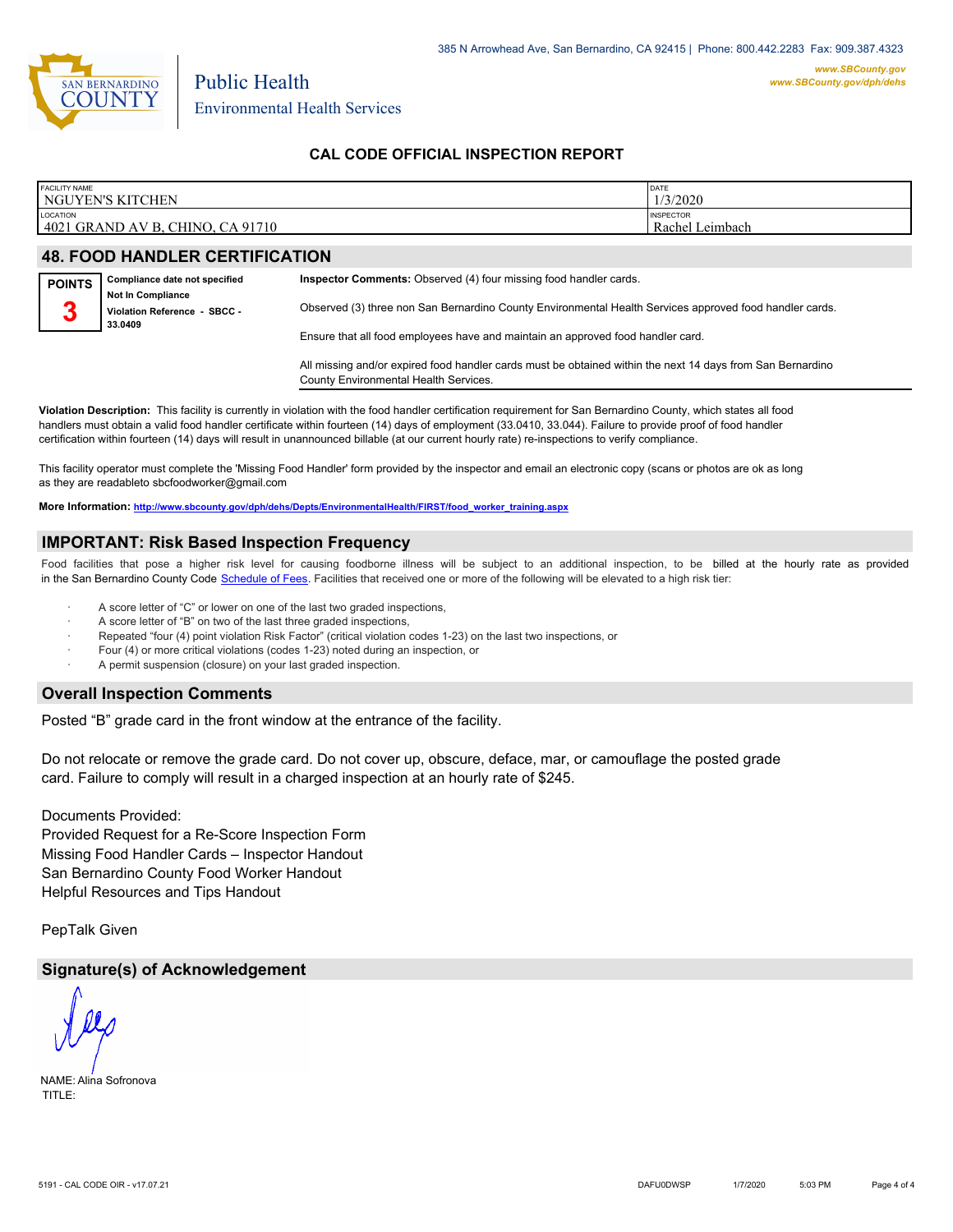385 N Arrowhead Ave, San Bernardino, CA 92415 | Phone: 800.442.2283 Fax: 909.387.4323

www.SBCounty.gov
www.SBCounty.gov/dph/dehs

SAN BERNARDINO COUNTY

Public Health
Environmental Health Services

## CAL CODE OFFICIAL INSPECTION REPORT

| | |
|---|---|
| FACILITY NAME<br>NGUYEN'S KITCHEN | DATE<br>1/3/2020 |
| LOCATION<br>4021 GRAND AV B, CHINO, CA 91710 | INSPECTOR<br>Rachel Leimbach |

## 48. FOOD HANDLER CERTIFICATION

**POINTS** **3**

**Compliance date not specified**
**Not In Compliance**
**Violation Reference - SBCC - 33.0409**

**Inspector Comments:** Observed (4) four missing food handler cards.

Observed (3) three non San Bernardino County Environmental Health Services approved food handler cards.

Ensure that all food employees have and maintain an approved food handler card.

All missing and/or expired food handler cards must be obtained within the next 14 days from San Bernardino County Environmental Health Services.

**Violation Description:** This facility is currently in violation with the food handler certification requirement for San Bernardino County, which states all food handlers must obtain a valid food handler certificate within fourteen (14) days of employment (33.0410, 33.044). Failure to provide proof of food handler certification within fourteen (14) days will result in unannounced billable (at our current hourly rate) re-inspections to verify compliance.

This facility operator must complete the 'Missing Food Handler' form provided by the inspector and email an electronic copy (scans or photos are ok as long as they are readableto sbcfoodworker@gmail.com

**More Information:** http://www.sbcounty.gov/dph/dehs/Depts/EnvironmentalHealth/FIRST/food_worker_training.aspx

## IMPORTANT: Risk Based Inspection Frequency

Food facilities that pose a higher risk level for causing foodborne illness will be subject to an additional inspection, to be billed at the hourly rate as provided in the San Bernardino County Code Schedule of Fees. Facilities that received one or more of the following will be elevated to a high risk tier:

- A score letter of "C" or lower on one of the last two graded inspections,
- A score letter of "B" on two of the last three graded inspections,
- Repeated "four (4) point violation Risk Factor" (critical violation codes 1-23) on the last two inspections, or
- Four (4) or more critical violations (codes 1-23) noted during an inspection, or
- A permit suspension (closure) on your last graded inspection.

## Overall Inspection Comments

Posted "B" grade card in the front window at the entrance of the facility.

Do not relocate or remove the grade card. Do not cover up, obscure, deface, mar, or camouflage the posted grade card. Failure to comply will result in a charged inspection at an hourly rate of $245.

Documents Provided:
Provided Request for a Re-Score Inspection Form
Missing Food Handler Cards – Inspector Handout
San Bernardino County Food Worker Handout
Helpful Resources and Tips Handout

PepTalk Given

## Signature(s) of Acknowledgement

NAME: Alina Sofronova
TITLE:

5191 - CAL CODE OIR - v17.07.21 DAFU0DWSP 1/7/2020 5:03 PM